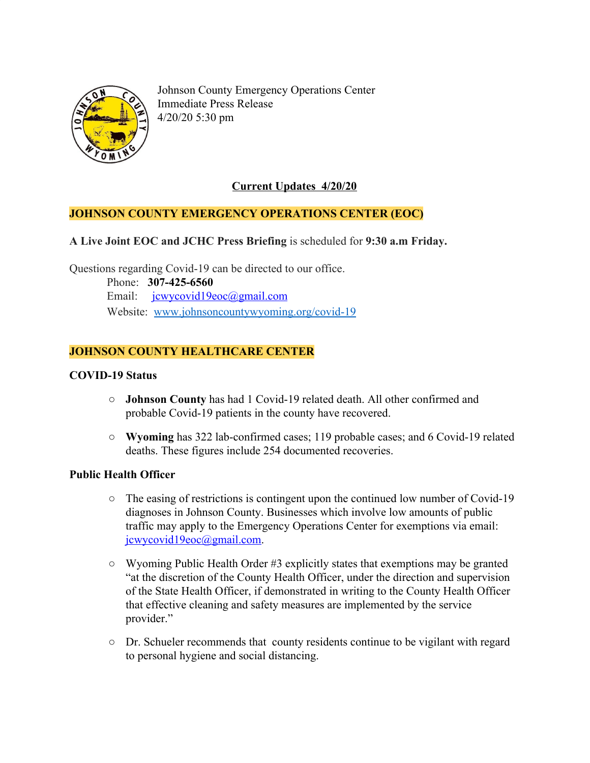Johnson County Emergency Operations Center
Immediate Press Release
4/20/20 5:30 pm

## Current Updates 4/20/20

## JOHNSON COUNTY EMERGENCY OPERATIONS CENTER (EOC)

**A Live Joint EOC and JCHC Press Briefing** is scheduled for **9:30 a.m Friday.**

Questions regarding Covid-19 can be directed to our office.

Phone: **307-425-6560**
Email: jcwycovid19eoc@gmail.com
Website: www.johnsoncountywyoming.org/covid-19

## JOHNSON COUNTY HEALTHCARE CENTER

### COVID-19 Status

- **Johnson County** has had 1 Covid-19 related death. All other confirmed and probable Covid-19 patients in the county have recovered.
- **Wyoming** has 322 lab-confirmed cases; 119 probable cases; and 6 Covid-19 related deaths. These figures include 254 documented recoveries.

### Public Health Officer

- The easing of restrictions is contingent upon the continued low number of Covid-19 diagnoses in Johnson County. Businesses which involve low amounts of public traffic may apply to the Emergency Operations Center for exemptions via email: jcwycovid19eoc@gmail.com.
- Wyoming Public Health Order #3 explicitly states that exemptions may be granted "at the discretion of the County Health Officer, under the direction and supervision of the State Health Officer, if demonstrated in writing to the County Health Officer that effective cleaning and safety measures are implemented by the service provider."
- Dr. Schueler recommends that county residents continue to be vigilant with regard to personal hygiene and social distancing.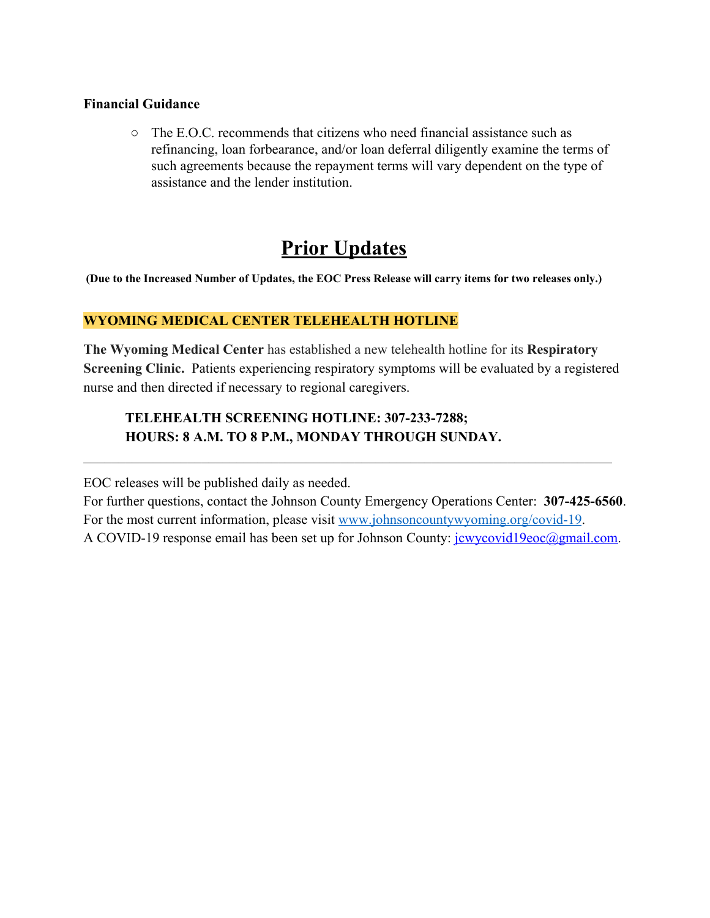**Financial Guidance**

- The E.O.C. recommends that citizens who need financial assistance such as refinancing, loan forbearance, and/or loan deferral diligently examine the terms of such agreements because the repayment terms will vary dependent on the type of assistance and the lender institution.

# Prior Updates

**(Due to the Increased Number of Updates, the EOC Press Release will carry items for two releases only.)**

**WYOMING MEDICAL CENTER TELEHEALTH HOTLINE**

**The Wyoming Medical Center** has established a new telehealth hotline for its **Respiratory Screening Clinic.** Patients experiencing respiratory symptoms will be evaluated by a registered nurse and then directed if necessary to regional caregivers.

> **TELEHEALTH SCREENING HOTLINE: 307-233-7288;**
> **HOURS: 8 A.M. TO 8 P.M., MONDAY THROUGH SUNDAY.**

---

EOC releases will be published daily as needed.
For further questions, contact the Johnson County Emergency Operations Center: **307-425-6560**.
For the most current information, please visit www.johnsoncountywyoming.org/covid-19.
A COVID-19 response email has been set up for Johnson County: jcwycovid19eoc@gmail.com.